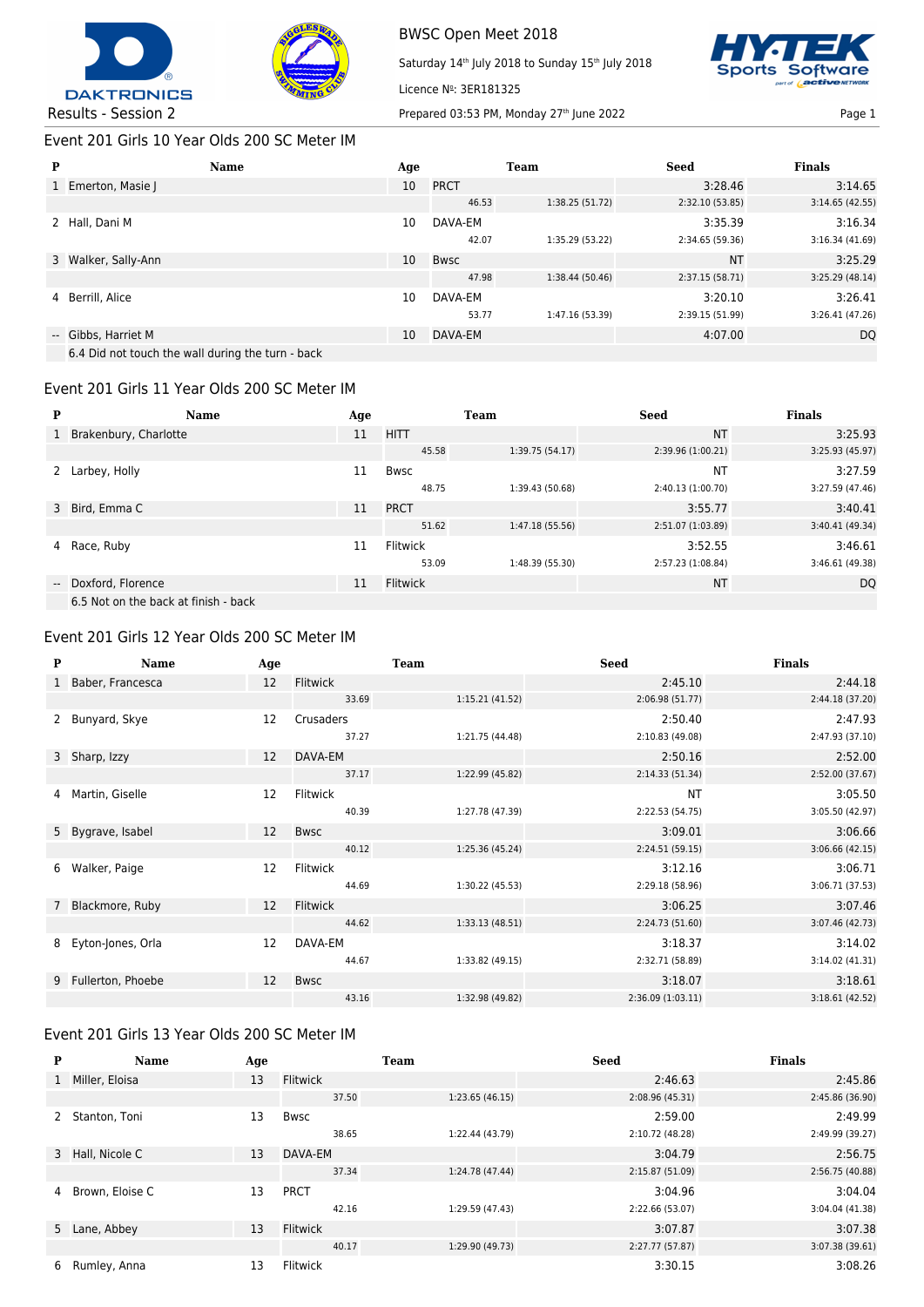# BWSC Open Meet 2018

Saturday 14th July 2018 to Sunday 15th July 2018

Licence №: 3ER181325

Results - Session 2

Prepared 03:53 PM, Monday 27th June 2022

## Event 201 Girls 10 Year Olds 200 SC Meter IM

| P | Name | Age | Team | | Seed | Finals |
|---|---|---|---|---|---|---|
| 1 | Emerton, Masie J | 10 | PRCT | | 3:28.46 | 3:14.65 |
| | | | 46.53 | 1:38.25 (51.72) | 2:32.10 (53.85) | 3:14.65 (42.55) |
| 2 | Hall, Dani M | 10 | DAVA-EM | | 3:35.39 | 3:16.34 |
| | | | 42.07 | 1:35.29 (53.22) | 2:34.65 (59.36) | 3:16.34 (41.69) |
| 3 | Walker, Sally-Ann | 10 | Bwsc | | NT | 3:25.29 |
| | | | 47.98 | 1:38.44 (50.46) | 2:37.15 (58.71) | 3:25.29 (48.14) |
| 4 | Berrill, Alice | 10 | DAVA-EM | | 3:20.10 | 3:26.41 |
| | | | 53.77 | 1:47.16 (53.39) | 2:39.15 (51.99) | 3:26.41 (47.26) |
| -- | Gibbs, Harriet M | 10 | DAVA-EM | | 4:07.00 | DQ |
| | 6.4 Did not touch the wall during the turn - back | | | | | |

## Event 201 Girls 11 Year Olds 200 SC Meter IM

| P | Name | Age | Team | | Seed | Finals |
|---|---|---|---|---|---|---|
| 1 | Brakenbury, Charlotte | 11 | HITT | | NT | 3:25.93 |
| | | | 45.58 | 1:39.75 (54.17) | 2:39.96 (1:00.21) | 3:25.93 (45.97) |
| 2 | Larbey, Holly | 11 | Bwsc | | NT | 3:27.59 |
| | | | 48.75 | 1:39.43 (50.68) | 2:40.13 (1:00.70) | 3:27.59 (47.46) |
| 3 | Bird, Emma C | 11 | PRCT | | 3:55.77 | 3:40.41 |
| | | | 51.62 | 1:47.18 (55.56) | 2:51.07 (1:03.89) | 3:40.41 (49.34) |
| 4 | Race, Ruby | 11 | Flitwick | | 3:52.55 | 3:46.61 |
| | | | 53.09 | 1:48.39 (55.30) | 2:57.23 (1:08.84) | 3:46.61 (49.38) |
| -- | Doxford, Florence | 11 | Flitwick | | NT | DQ |
| | 6.5 Not on the back at finish - back | | | | | |

## Event 201 Girls 12 Year Olds 200 SC Meter IM

| P | Name | Age | Team | | Seed | Finals |
|---|---|---|---|---|---|---|
| 1 | Baber, Francesca | 12 | Flitwick | | 2:45.10 | 2:44.18 |
| | | | 33.69 | 1:15.21 (41.52) | 2:06.98 (51.77) | 2:44.18 (37.20) |
| 2 | Bunyard, Skye | 12 | Crusaders | | 2:50.40 | 2:47.93 |
| | | | 37.27 | 1:21.75 (44.48) | 2:10.83 (49.08) | 2:47.93 (37.10) |
| 3 | Sharp, Izzy | 12 | DAVA-EM | | 2:50.16 | 2:52.00 |
| | | | 37.17 | 1:22.99 (45.82) | 2:14.33 (51.34) | 2:52.00 (37.67) |
| 4 | Martin, Giselle | 12 | Flitwick | | NT | 3:05.50 |
| | | | 40.39 | 1:27.78 (47.39) | 2:22.53 (54.75) | 3:05.50 (42.97) |
| 5 | Bygrave, Isabel | 12 | Bwsc | | 3:09.01 | 3:06.66 |
| | | | 40.12 | 1:25.36 (45.24) | 2:24.51 (59.15) | 3:06.66 (42.15) |
| 6 | Walker, Paige | 12 | Flitwick | | 3:12.16 | 3:06.71 |
| | | | 44.69 | 1:30.22 (45.53) | 2:29.18 (58.96) | 3:06.71 (37.53) |
| 7 | Blackmore, Ruby | 12 | Flitwick | | 3:06.25 | 3:07.46 |
| | | | 44.62 | 1:33.13 (48.51) | 2:24.73 (51.60) | 3:07.46 (42.73) |
| 8 | Eyton-Jones, Orla | 12 | DAVA-EM | | 3:18.37 | 3:14.02 |
| | | | 44.67 | 1:33.82 (49.15) | 2:32.71 (58.89) | 3:14.02 (41.31) |
| 9 | Fullerton, Phoebe | 12 | Bwsc | | 3:18.07 | 3:18.61 |
| | | | 43.16 | 1:32.98 (49.82) | 2:36.09 (1:03.11) | 3:18.61 (42.52) |

## Event 201 Girls 13 Year Olds 200 SC Meter IM

| P | Name | Age | Team | | Seed | Finals |
|---|---|---|---|---|---|---|
| 1 | Miller, Eloisa | 13 | Flitwick | | 2:46.63 | 2:45.86 |
| | | | 37.50 | 1:23.65 (46.15) | 2:08.96 (45.31) | 2:45.86 (36.90) |
| 2 | Stanton, Toni | 13 | Bwsc | | 2:59.00 | 2:49.99 |
| | | | 38.65 | 1:22.44 (43.79) | 2:10.72 (48.28) | 2:49.99 (39.27) |
| 3 | Hall, Nicole C | 13 | DAVA-EM | | 3:04.79 | 2:56.75 |
| | | | 37.34 | 1:24.78 (47.44) | 2:15.87 (51.09) | 2:56.75 (40.88) |
| 4 | Brown, Eloise C | 13 | PRCT | | 3:04.96 | 3:04.04 |
| | | | 42.16 | 1:29.59 (47.43) | 2:22.66 (53.07) | 3:04.04 (41.38) |
| 5 | Lane, Abbey | 13 | Flitwick | | 3:07.87 | 3:07.38 |
| | | | 40.17 | 1:29.90 (49.73) | 2:27.77 (57.87) | 3:07.38 (39.61) |
| 6 | Rumley, Anna | 13 | Flitwick | | 3:30.15 | 3:08.26 |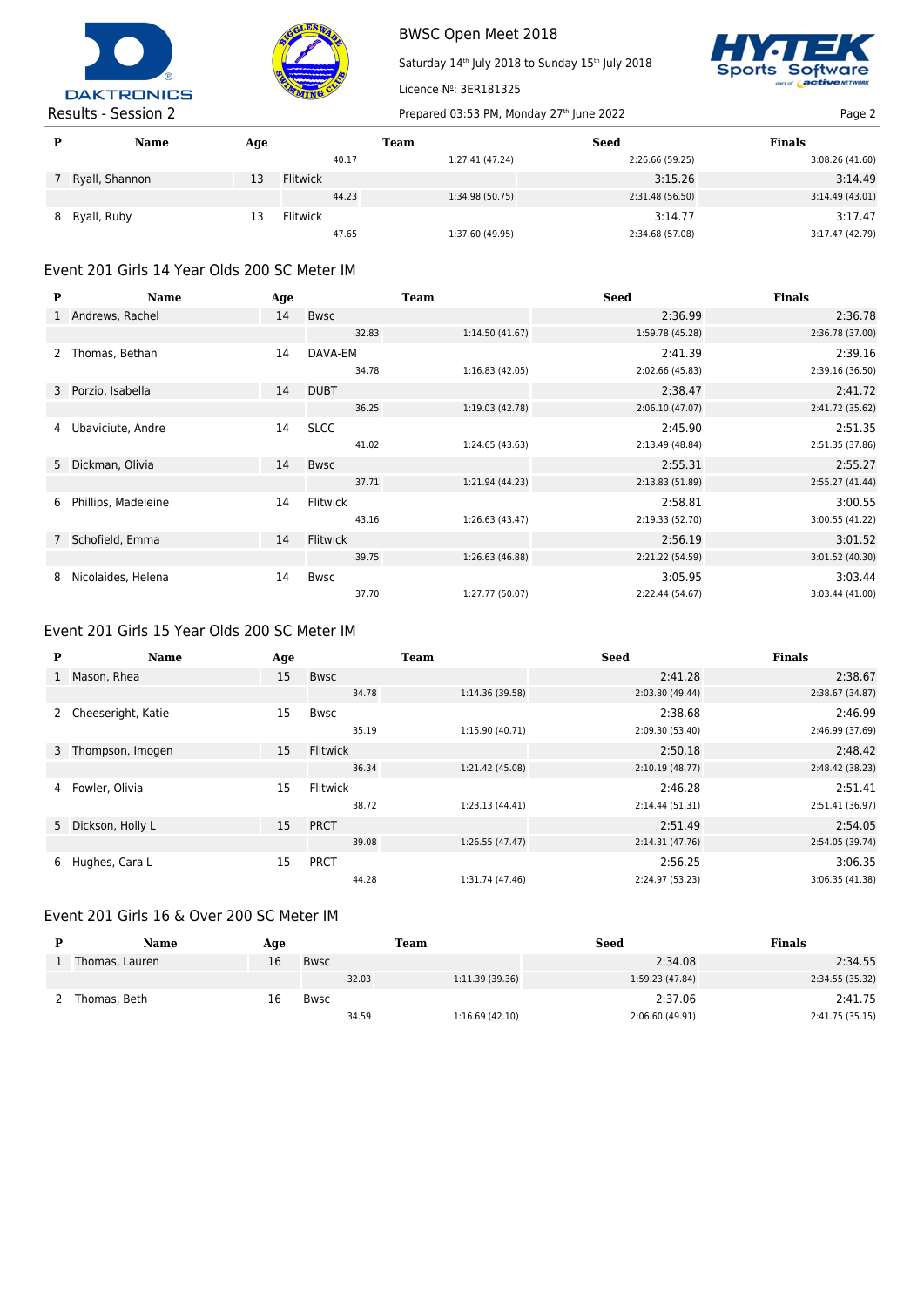| P | Name | Age | Team | | Seed | Finals |
|---|---|---|---|---|---|---|
| | | | 40.17 | 1:27.41 (47.24) | 2:26.66 (59.25) | 3:08.26 (41.60) |
| 7 | Ryall, Shannon | 13 | Flitwick | | 3:15.26 | 3:14.49 |
| | | | 44.23 | 1:34.98 (50.75) | 2:31.48 (56.50) | 3:14.49 (43.01) |
| 8 | Ryall, Ruby | 13 | Flitwick | | 3:14.77 | 3:17.47 |
| | | | 47.65 | 1:37.60 (49.95) | 2:34.68 (57.08) | 3:17.47 (42.79) |

## Event 201 Girls 14 Year Olds 200 SC Meter IM

| P | Name | Age | Team | | Seed | Finals |
|---|---|---|---|---|---|---|
| 1 | Andrews, Rachel | 14 | Bwsc | | 2:36.99 | 2:36.78 |
| | | | 32.83 | 1:14.50 (41.67) | 1:59.78 (45.28) | 2:36.78 (37.00) |
| 2 | Thomas, Bethan | 14 | DAVA-EM | | 2:41.39 | 2:39.16 |
| | | | 34.78 | 1:16.83 (42.05) | 2:02.66 (45.83) | 2:39.16 (36.50) |
| 3 | Porzio, Isabella | 14 | DUBT | | 2:38.47 | 2:41.72 |
| | | | 36.25 | 1:19.03 (42.78) | 2:06.10 (47.07) | 2:41.72 (35.62) |
| 4 | Ubaviciute, Andre | 14 | SLCC | | 2:45.90 | 2:51.35 |
| | | | 41.02 | 1:24.65 (43.63) | 2:13.49 (48.84) | 2:51.35 (37.86) |
| 5 | Dickman, Olivia | 14 | Bwsc | | 2:55.31 | 2:55.27 |
| | | | 37.71 | 1:21.94 (44.23) | 2:13.83 (51.89) | 2:55.27 (41.44) |
| 6 | Phillips, Madeleine | 14 | Flitwick | | 2:58.81 | 3:00.55 |
| | | | 43.16 | 1:26.63 (43.47) | 2:19.33 (52.70) | 3:00.55 (41.22) |
| 7 | Schofield, Emma | 14 | Flitwick | | 2:56.19 | 3:01.52 |
| | | | 39.75 | 1:26.63 (46.88) | 2:21.22 (54.59) | 3:01.52 (40.30) |
| 8 | Nicolaides, Helena | 14 | Bwsc | | 3:05.95 | 3:03.44 |
| | | | 37.70 | 1:27.77 (50.07) | 2:22.44 (54.67) | 3:03.44 (41.00) |

## Event 201 Girls 15 Year Olds 200 SC Meter IM

| P | Name | Age | Team | | Seed | Finals |
|---|---|---|---|---|---|---|
| 1 | Mason, Rhea | 15 | Bwsc | | 2:41.28 | 2:38.67 |
| | | | 34.78 | 1:14.36 (39.58) | 2:03.80 (49.44) | 2:38.67 (34.87) |
| 2 | Cheeseright, Katie | 15 | Bwsc | | 2:38.68 | 2:46.99 |
| | | | 35.19 | 1:15.90 (40.71) | 2:09.30 (53.40) | 2:46.99 (37.69) |
| 3 | Thompson, Imogen | 15 | Flitwick | | 2:50.18 | 2:48.42 |
| | | | 36.34 | 1:21.42 (45.08) | 2:10.19 (48.77) | 2:48.42 (38.23) |
| 4 | Fowler, Olivia | 15 | Flitwick | | 2:46.28 | 2:51.41 |
| | | | 38.72 | 1:23.13 (44.41) | 2:14.44 (51.31) | 2:51.41 (36.97) |
| 5 | Dickson, Holly L | 15 | PRCT | | 2:51.49 | 2:54.05 |
| | | | 39.08 | 1:26.55 (47.47) | 2:14.31 (47.76) | 2:54.05 (39.74) |
| 6 | Hughes, Cara L | 15 | PRCT | | 2:56.25 | 3:06.35 |
| | | | 44.28 | 1:31.74 (47.46) | 2:24.97 (53.23) | 3:06.35 (41.38) |

## Event 201 Girls 16 & Over 200 SC Meter IM

| P | Name | Age | Team | | Seed | Finals |
|---|---|---|---|---|---|---|
| 1 | Thomas, Lauren | 16 | Bwsc | | 2:34.08 | 2:34.55 |
| | | | 32.03 | 1:11.39 (39.36) | 1:59.23 (47.84) | 2:34.55 (35.32) |
| 2 | Thomas, Beth | 16 | Bwsc | | 2:37.06 | 2:41.75 |
| | | | 34.59 | 1:16.69 (42.10) | 2:06.60 (49.91) | 2:41.75 (35.15) |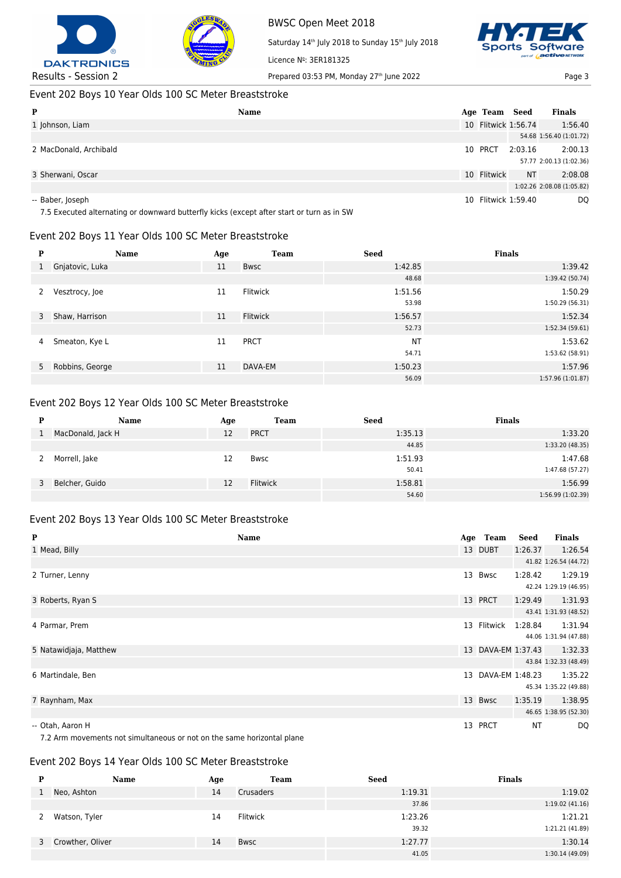## Event 202 Boys 10 Year Olds 100 SC Meter Breaststroke

| P | Name | Age | Team | Seed | Finals |
|---|---|---|---|---|---|
| 1 | Johnson, Liam | 10 | Flitwick | 1:56.74 | 1:56.40 |
| | | | | | 54.68 1:56.40 (1:01.72) |
| 2 | MacDonald, Archibald | 10 | PRCT | 2:03.16 | 2:00.13 |
| | | | | | 57.77 2:00.13 (1:02.36) |
| 3 | Sherwani, Oscar | 10 | Flitwick | NT | 2:08.08 |
| | | | | | 1:02.26 2:08.08 (1:05.82) |
| -- | Baber, Joseph | 10 | Flitwick | 1:59.40 | DQ |

7.5 Executed alternating or downward butterfly kicks (except after start or turn as in SW

## Event 202 Boys 11 Year Olds 100 SC Meter Breaststroke

| P | Name | Age | Team | Seed | Finals |
|---|---|---|---|---|---|
| 1 | Gnjatovic, Luka | 11 | Bwsc | 1:42.85 | 1:39.42 |
| | | | | 48.68 | 1:39.42 (50.74) |
| 2 | Vesztrocy, Joe | 11 | Flitwick | 1:51.56 | 1:50.29 |
| | | | | 53.98 | 1:50.29 (56.31) |
| 3 | Shaw, Harrison | 11 | Flitwick | 1:56.57 | 1:52.34 |
| | | | | 52.73 | 1:52.34 (59.61) |
| 4 | Smeaton, Kye L | 11 | PRCT | NT | 1:53.62 |
| | | | | 54.71 | 1:53.62 (58.91) |
| 5 | Robbins, George | 11 | DAVA-EM | 1:50.23 | 1:57.96 |
| | | | | 56.09 | 1:57.96 (1:01.87) |

## Event 202 Boys 12 Year Olds 100 SC Meter Breaststroke

| P | Name | Age | Team | Seed | Finals |
|---|---|---|---|---|---|
| 1 | MacDonald, Jack H | 12 | PRCT | 1:35.13 | 1:33.20 |
| | | | | 44.85 | 1:33.20 (48.35) |
| 2 | Morrell, Jake | 12 | Bwsc | 1:51.93 | 1:47.68 |
| | | | | 50.41 | 1:47.68 (57.27) |
| 3 | Belcher, Guido | 12 | Flitwick | 1:58.81 | 1:56.99 |
| | | | | 54.60 | 1:56.99 (1:02.39) |

## Event 202 Boys 13 Year Olds 100 SC Meter Breaststroke

| P | Name | Age | Team | Seed | Finals |
|---|---|---|---|---|---|
| 1 | Mead, Billy | 13 | DUBT | 1:26.37 | 1:26.54 |
| | | | | | 41.82 1:26.54 (44.72) |
| 2 | Turner, Lenny | 13 | Bwsc | 1:28.42 | 1:29.19 |
| | | | | | 42.24 1:29.19 (46.95) |
| 3 | Roberts, Ryan S | 13 | PRCT | 1:29.49 | 1:31.93 |
| | | | | | 43.41 1:31.93 (48.52) |
| 4 | Parmar, Prem | 13 | Flitwick | 1:28.84 | 1:31.94 |
| | | | | | 44.06 1:31.94 (47.88) |
| 5 | Natawidjaja, Matthew | 13 | DAVA-EM | 1:37.43 | 1:32.33 |
| | | | | | 43.84 1:32.33 (48.49) |
| 6 | Martindale, Ben | 13 | DAVA-EM | 1:48.23 | 1:35.22 |
| | | | | | 45.34 1:35.22 (49.88) |
| 7 | Raynham, Max | 13 | Bwsc | 1:35.19 | 1:38.95 |
| | | | | | 46.65 1:38.95 (52.30) |
| -- | Otah, Aaron H | 13 | PRCT | NT | DQ |

7.2 Arm movements not simultaneous or not on the same horizontal plane

## Event 202 Boys 14 Year Olds 100 SC Meter Breaststroke

| P | Name | Age | Team | Seed | Finals |
|---|---|---|---|---|---|
| 1 | Neo, Ashton | 14 | Crusaders | 1:19.31 | 1:19.02 |
| | | | | 37.86 | 1:19.02 (41.16) |
| 2 | Watson, Tyler | 14 | Flitwick | 1:23.26 | 1:21.21 |
| | | | | 39.32 | 1:21.21 (41.89) |
| 3 | Crowther, Oliver | 14 | Bwsc | 1:27.77 | 1:30.14 |
| | | | | 41.05 | 1:30.14 (49.09) |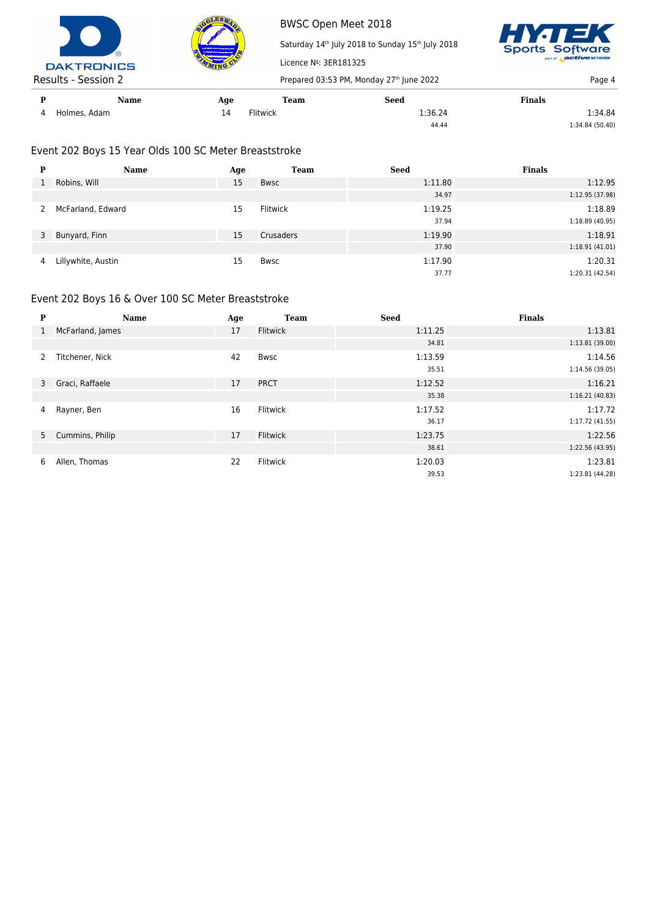| P | Name | Age | Team | Seed | Finals |
|---|---|---|---|---|---|
| 4 | Holmes, Adam | 14 | Flitwick | 1:36.24 | 1:34.84 |
| | | | | 44.44 | 1:34.84 (50.40) |

## Event 202 Boys 15 Year Olds 100 SC Meter Breaststroke

| P | Name | Age | Team | Seed | Finals |
|---|---|---|---|---|---|
| 1 | Robins, Will | 15 | Bwsc | 1:11.80 | 1:12.95 |
| | | | | 34.97 | 1:12.95 (37.98) |
| 2 | McFarland, Edward | 15 | Flitwick | 1:19.25 | 1:18.89 |
| | | | | 37.94 | 1:18.89 (40.95) |
| 3 | Bunyard, Finn | 15 | Crusaders | 1:19.90 | 1:18.91 |
| | | | | 37.90 | 1:18.91 (41.01) |
| 4 | Lillywhite, Austin | 15 | Bwsc | 1:17.90 | 1:20.31 |
| | | | | 37.77 | 1:20.31 (42.54) |

## Event 202 Boys 16 & Over 100 SC Meter Breaststroke

| P | Name | Age | Team | Seed | Finals |
|---|---|---|---|---|---|
| 1 | McFarland, James | 17 | Flitwick | 1:11.25 | 1:13.81 |
| | | | | 34.81 | 1:13.81 (39.00) |
| 2 | Titchener, Nick | 42 | Bwsc | 1:13.59 | 1:14.56 |
| | | | | 35.51 | 1:14.56 (39.05) |
| 3 | Graci, Raffaele | 17 | PRCT | 1:12.52 | 1:16.21 |
| | | | | 35.38 | 1:16.21 (40.83) |
| 4 | Rayner, Ben | 16 | Flitwick | 1:17.52 | 1:17.72 |
| | | | | 36.17 | 1:17.72 (41.55) |
| 5 | Cummins, Philip | 17 | Flitwick | 1:23.75 | 1:22.56 |
| | | | | 38.61 | 1:22.56 (43.95) |
| 6 | Allen, Thomas | 22 | Flitwick | 1:20.03 | 1:23.81 |
| | | | | 39.53 | 1:23.81 (44.28) |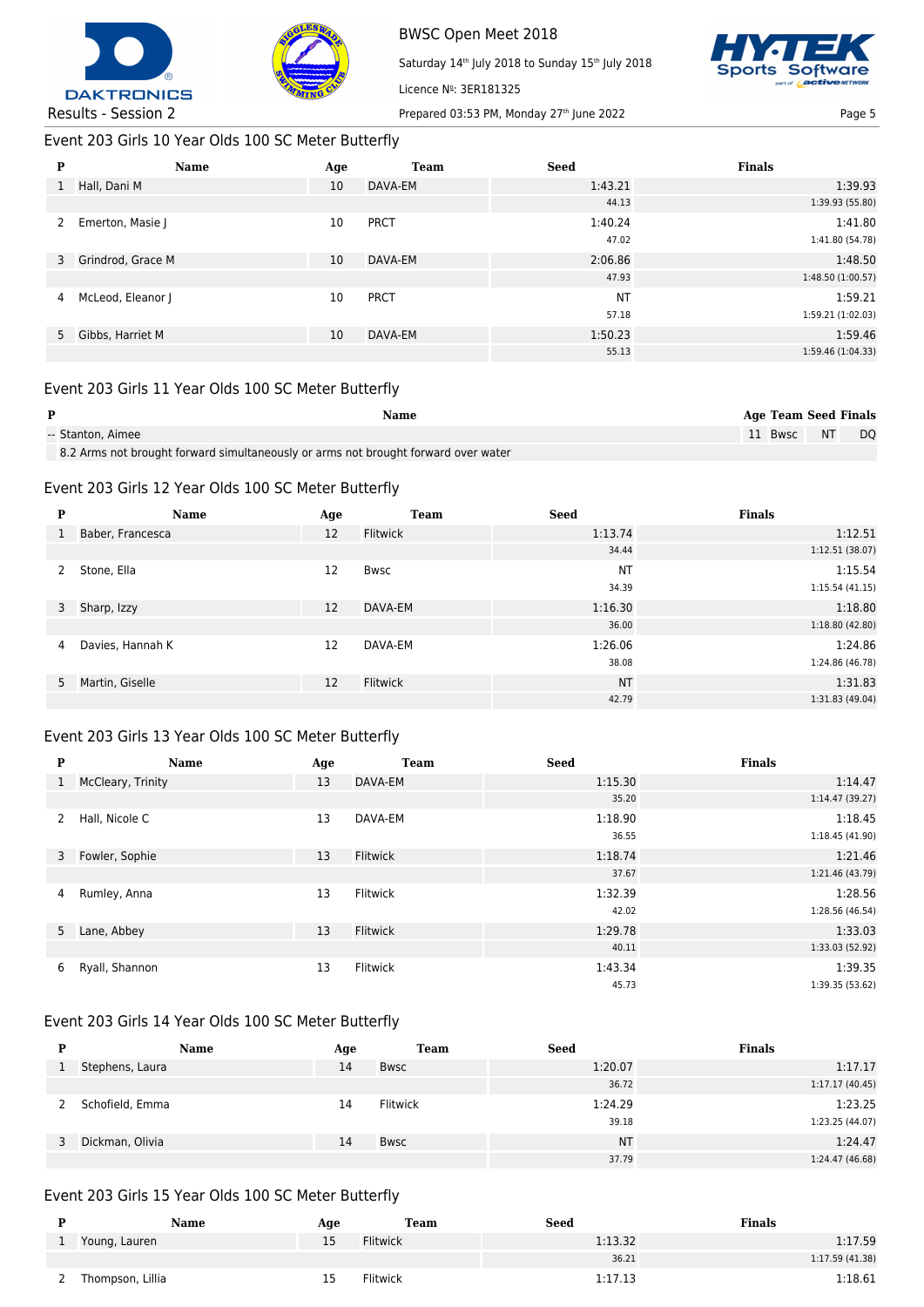## Event 203 Girls 10 Year Olds 100 SC Meter Butterfly

| P | Name | Age | Team | Seed | Finals |
|---|---|---|---|---|---|
| 1 | Hall, Dani M | 10 | DAVA-EM | 1:43.21 | 1:39.93 |
| | | | | 44.13 | 1:39.93 (55.80) |
| 2 | Emerton, Masie J | 10 | PRCT | 1:40.24 | 1:41.80 |
| | | | | 47.02 | 1:41.80 (54.78) |
| 3 | Grindrod, Grace M | 10 | DAVA-EM | 2:06.86 | 1:48.50 |
| | | | | 47.93 | 1:48.50 (1:00.57) |
| 4 | McLeod, Eleanor J | 10 | PRCT | NT | 1:59.21 |
| | | | | 57.18 | 1:59.21 (1:02.03) |
| 5 | Gibbs, Harriet M | 10 | DAVA-EM | 1:50.23 | 1:59.46 |
| | | | | 55.13 | 1:59.46 (1:04.33) |

## Event 203 Girls 11 Year Olds 100 SC Meter Butterfly

| P | Name | Age | Team | Seed | Finals |
|---|---|---|---|---|---|
| -- | Stanton, Aimee | 11 | Bwsc | NT | DQ |
| | 8.2 Arms not brought forward simultaneously or arms not brought forward over water | | | | |

## Event 203 Girls 12 Year Olds 100 SC Meter Butterfly

| P | Name | Age | Team | Seed | Finals |
|---|---|---|---|---|---|
| 1 | Baber, Francesca | 12 | Flitwick | 1:13.74 | 1:12.51 |
| | | | | 34.44 | 1:12.51 (38.07) |
| 2 | Stone, Ella | 12 | Bwsc | NT | 1:15.54 |
| | | | | 34.39 | 1:15.54 (41.15) |
| 3 | Sharp, Izzy | 12 | DAVA-EM | 1:16.30 | 1:18.80 |
| | | | | 36.00 | 1:18.80 (42.80) |
| 4 | Davies, Hannah K | 12 | DAVA-EM | 1:26.06 | 1:24.86 |
| | | | | 38.08 | 1:24.86 (46.78) |
| 5 | Martin, Giselle | 12 | Flitwick | NT | 1:31.83 |
| | | | | 42.79 | 1:31.83 (49.04) |

## Event 203 Girls 13 Year Olds 100 SC Meter Butterfly

| P | Name | Age | Team | Seed | Finals |
|---|---|---|---|---|---|
| 1 | McCleary, Trinity | 13 | DAVA-EM | 1:15.30 | 1:14.47 |
| | | | | 35.20 | 1:14.47 (39.27) |
| 2 | Hall, Nicole C | 13 | DAVA-EM | 1:18.90 | 1:18.45 |
| | | | | 36.55 | 1:18.45 (41.90) |
| 3 | Fowler, Sophie | 13 | Flitwick | 1:18.74 | 1:21.46 |
| | | | | 37.67 | 1:21.46 (43.79) |
| 4 | Rumley, Anna | 13 | Flitwick | 1:32.39 | 1:28.56 |
| | | | | 42.02 | 1:28.56 (46.54) |
| 5 | Lane, Abbey | 13 | Flitwick | 1:29.78 | 1:33.03 |
| | | | | 40.11 | 1:33.03 (52.92) |
| 6 | Ryall, Shannon | 13 | Flitwick | 1:43.34 | 1:39.35 |
| | | | | 45.73 | 1:39.35 (53.62) |

## Event 203 Girls 14 Year Olds 100 SC Meter Butterfly

| P | Name | Age | Team | Seed | Finals |
|---|---|---|---|---|---|
| 1 | Stephens, Laura | 14 | Bwsc | 1:20.07 | 1:17.17 |
| | | | | 36.72 | 1:17.17 (40.45) |
| 2 | Schofield, Emma | 14 | Flitwick | 1:24.29 | 1:23.25 |
| | | | | 39.18 | 1:23.25 (44.07) |
| 3 | Dickman, Olivia | 14 | Bwsc | NT | 1:24.47 |
| | | | | 37.79 | 1:24.47 (46.68) |

## Event 203 Girls 15 Year Olds 100 SC Meter Butterfly

| P | Name | Age | Team | Seed | Finals |
|---|---|---|---|---|---|
| 1 | Young, Lauren | 15 | Flitwick | 1:13.32 | 1:17.59 |
| | | | | 36.21 | 1:17.59 (41.38) |
| 2 | Thompson, Lillia | 15 | Flitwick | 1:17.13 | 1:18.61 |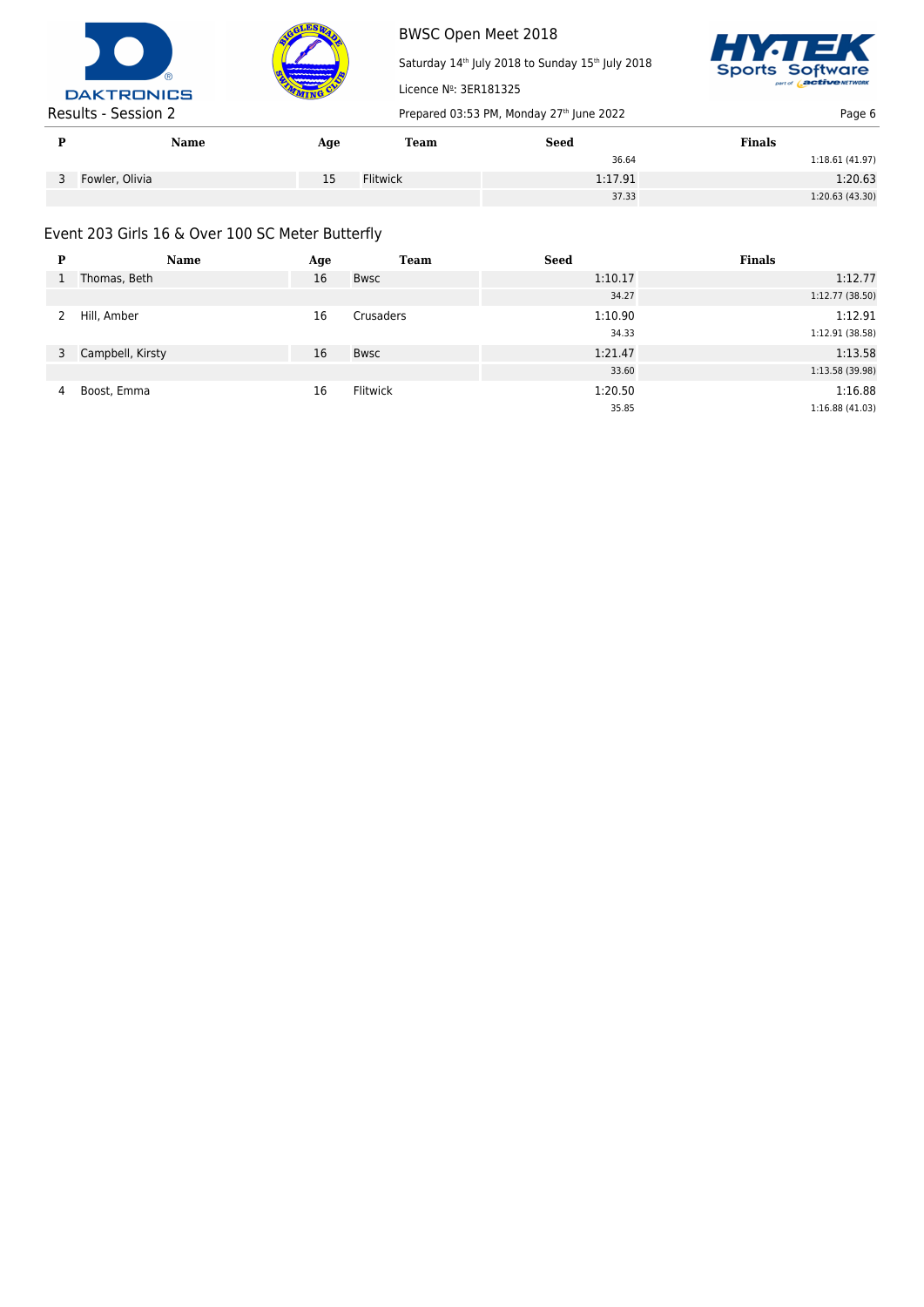| P | Name | Age | Team | Seed | Finals |
|---|---|---|---|---|---|
| | | | | 36.64 | 1:18.61 (41.97) |
| 3 | Fowler, Olivia | 15 | Flitwick | 1:17.91 | 1:20.63 |
| | | | | 37.33 | 1:20.63 (43.30) |

## Event 203 Girls 16 & Over 100 SC Meter Butterfly

| P | Name | Age | Team | Seed | Finals |
|---|---|---|---|---|---|
| 1 | Thomas, Beth | 16 | Bwsc | 1:10.17 | 1:12.77 |
| | | | | 34.27 | 1:12.77 (38.50) |
| 2 | Hill, Amber | 16 | Crusaders | 1:10.90 | 1:12.91 |
| | | | | 34.33 | 1:12.91 (38.58) |
| 3 | Campbell, Kirsty | 16 | Bwsc | 1:21.47 | 1:13.58 |
| | | | | 33.60 | 1:13.58 (39.98) |
| 4 | Boost, Emma | 16 | Flitwick | 1:20.50 | 1:16.88 |
| | | | | 35.85 | 1:16.88 (41.03) |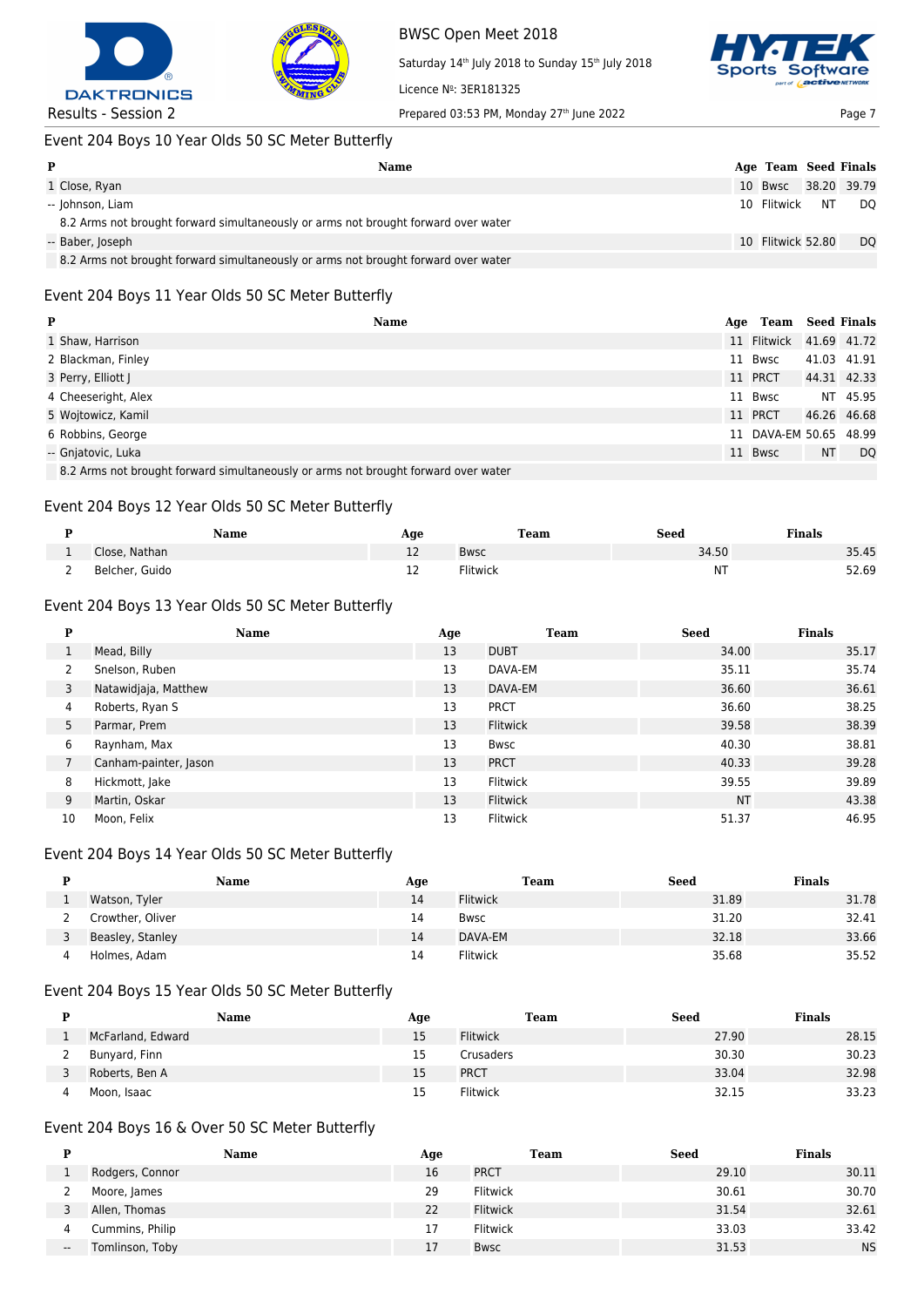## Event 204 Boys 10 Year Olds 50 SC Meter Butterfly

| P | Name | Age | Team | Seed | Finals |
|---|---|---|---|---|---|
| 1 | Close, Ryan | 10 | Bwsc | 38.20 | 39.79 |
| -- | Johnson, Liam | 10 | Flitwick | NT | DQ |
| | 8.2 Arms not brought forward simultaneously or arms not brought forward over water | | | | |
| -- | Baber, Joseph | 10 | Flitwick | 52.80 | DQ |
| | 8.2 Arms not brought forward simultaneously or arms not brought forward over water | | | | |

## Event 204 Boys 11 Year Olds 50 SC Meter Butterfly

| P | Name | Age | Team | Seed | Finals |
|---|---|---|---|---|---|
| 1 | Shaw, Harrison | 11 | Flitwick | 41.69 | 41.72 |
| 2 | Blackman, Finley | 11 | Bwsc | 41.03 | 41.91 |
| 3 | Perry, Elliott J | 11 | PRCT | 44.31 | 42.33 |
| 4 | Cheeseright, Alex | 11 | Bwsc | NT | 45.95 |
| 5 | Wojtowicz, Kamil | 11 | PRCT | 46.26 | 46.68 |
| 6 | Robbins, George | 11 | DAVA-EM | 50.65 | 48.99 |
| -- | Gnjatovic, Luka | 11 | Bwsc | NT | DQ |
| | 8.2 Arms not brought forward simultaneously or arms not brought forward over water | | | | |

## Event 204 Boys 12 Year Olds 50 SC Meter Butterfly

| P | Name | Age | Team | Seed | Finals |
|---|---|---|---|---|---|
| 1 | Close, Nathan | 12 | Bwsc | 34.50 | 35.45 |
| 2 | Belcher, Guido | 12 | Flitwick | NT | 52.69 |

## Event 204 Boys 13 Year Olds 50 SC Meter Butterfly

| P | Name | Age | Team | Seed | Finals |
|---|---|---|---|---|---|
| 1 | Mead, Billy | 13 | DUBT | 34.00 | 35.17 |
| 2 | Snelson, Ruben | 13 | DAVA-EM | 35.11 | 35.74 |
| 3 | Natawidjaja, Matthew | 13 | DAVA-EM | 36.60 | 36.61 |
| 4 | Roberts, Ryan S | 13 | PRCT | 36.60 | 38.25 |
| 5 | Parmar, Prem | 13 | Flitwick | 39.58 | 38.39 |
| 6 | Raynham, Max | 13 | Bwsc | 40.30 | 38.81 |
| 7 | Canham-painter, Jason | 13 | PRCT | 40.33 | 39.28 |
| 8 | Hickmott, Jake | 13 | Flitwick | 39.55 | 39.89 |
| 9 | Martin, Oskar | 13 | Flitwick | NT | 43.38 |
| 10 | Moon, Felix | 13 | Flitwick | 51.37 | 46.95 |

## Event 204 Boys 14 Year Olds 50 SC Meter Butterfly

| P | Name | Age | Team | Seed | Finals |
|---|---|---|---|---|---|
| 1 | Watson, Tyler | 14 | Flitwick | 31.89 | 31.78 |
| 2 | Crowther, Oliver | 14 | Bwsc | 31.20 | 32.41 |
| 3 | Beasley, Stanley | 14 | DAVA-EM | 32.18 | 33.66 |
| 4 | Holmes, Adam | 14 | Flitwick | 35.68 | 35.52 |

## Event 204 Boys 15 Year Olds 50 SC Meter Butterfly

| P | Name | Age | Team | Seed | Finals |
|---|---|---|---|---|---|
| 1 | McFarland, Edward | 15 | Flitwick | 27.90 | 28.15 |
| 2 | Bunyard, Finn | 15 | Crusaders | 30.30 | 30.23 |
| 3 | Roberts, Ben A | 15 | PRCT | 33.04 | 32.98 |
| 4 | Moon, Isaac | 15 | Flitwick | 32.15 | 33.23 |

## Event 204 Boys 16 & Over 50 SC Meter Butterfly

| P | Name | Age | Team | Seed | Finals |
|---|---|---|---|---|---|
| 1 | Rodgers, Connor | 16 | PRCT | 29.10 | 30.11 |
| 2 | Moore, James | 29 | Flitwick | 30.61 | 30.70 |
| 3 | Allen, Thomas | 22 | Flitwick | 31.54 | 32.61 |
| 4 | Cummins, Philip | 17 | Flitwick | 33.03 | 33.42 |
| -- | Tomlinson, Toby | 17 | Bwsc | 31.53 | NS |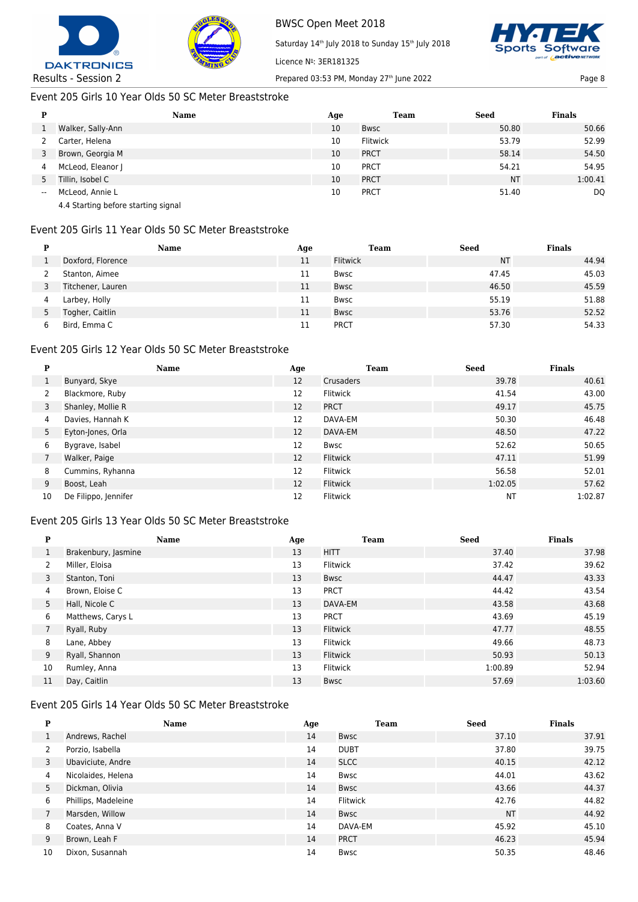## Event 205 Girls 10 Year Olds 50 SC Meter Breaststroke

| P | Name | Age | Team | Seed | Finals |
|---|---|---|---|---|---|
| 1 | Walker, Sally-Ann | 10 | Bwsc | 50.80 | 50.66 |
| 2 | Carter, Helena | 10 | Flitwick | 53.79 | 52.99 |
| 3 | Brown, Georgia M | 10 | PRCT | 58.14 | 54.50 |
| 4 | McLeod, Eleanor J | 10 | PRCT | 54.21 | 54.95 |
| 5 | Tillin, Isobel C | 10 | PRCT | NT | 1:00.41 |
| -- | McLeod, Annie L | 10 | PRCT | 51.40 | DQ |
| | 4.4 Starting before starting signal | | | | |

## Event 205 Girls 11 Year Olds 50 SC Meter Breaststroke

| P | Name | Age | Team | Seed | Finals |
|---|---|---|---|---|---|
| 1 | Doxford, Florence | 11 | Flitwick | NT | 44.94 |
| 2 | Stanton, Aimee | 11 | Bwsc | 47.45 | 45.03 |
| 3 | Titchener, Lauren | 11 | Bwsc | 46.50 | 45.59 |
| 4 | Larbey, Holly | 11 | Bwsc | 55.19 | 51.88 |
| 5 | Togher, Caitlin | 11 | Bwsc | 53.76 | 52.52 |
| 6 | Bird, Emma C | 11 | PRCT | 57.30 | 54.33 |

## Event 205 Girls 12 Year Olds 50 SC Meter Breaststroke

| P | Name | Age | Team | Seed | Finals |
|---|---|---|---|---|---|
| 1 | Bunyard, Skye | 12 | Crusaders | 39.78 | 40.61 |
| 2 | Blackmore, Ruby | 12 | Flitwick | 41.54 | 43.00 |
| 3 | Shanley, Mollie R | 12 | PRCT | 49.17 | 45.75 |
| 4 | Davies, Hannah K | 12 | DAVA-EM | 50.30 | 46.48 |
| 5 | Eyton-Jones, Orla | 12 | DAVA-EM | 48.50 | 47.22 |
| 6 | Bygrave, Isabel | 12 | Bwsc | 52.62 | 50.65 |
| 7 | Walker, Paige | 12 | Flitwick | 47.11 | 51.99 |
| 8 | Cummins, Ryhanna | 12 | Flitwick | 56.58 | 52.01 |
| 9 | Boost, Leah | 12 | Flitwick | 1:02.05 | 57.62 |
| 10 | De Filippo, Jennifer | 12 | Flitwick | NT | 1:02.87 |

## Event 205 Girls 13 Year Olds 50 SC Meter Breaststroke

| P | Name | Age | Team | Seed | Finals |
|---|---|---|---|---|---|
| 1 | Brakenbury, Jasmine | 13 | HITT | 37.40 | 37.98 |
| 2 | Miller, Eloisa | 13 | Flitwick | 37.42 | 39.62 |
| 3 | Stanton, Toni | 13 | Bwsc | 44.47 | 43.33 |
| 4 | Brown, Eloise C | 13 | PRCT | 44.42 | 43.54 |
| 5 | Hall, Nicole C | 13 | DAVA-EM | 43.58 | 43.68 |
| 6 | Matthews, Carys L | 13 | PRCT | 43.69 | 45.19 |
| 7 | Ryall, Ruby | 13 | Flitwick | 47.77 | 48.55 |
| 8 | Lane, Abbey | 13 | Flitwick | 49.66 | 48.73 |
| 9 | Ryall, Shannon | 13 | Flitwick | 50.93 | 50.13 |
| 10 | Rumley, Anna | 13 | Flitwick | 1:00.89 | 52.94 |
| 11 | Day, Caitlin | 13 | Bwsc | 57.69 | 1:03.60 |

## Event 205 Girls 14 Year Olds 50 SC Meter Breaststroke

| P | Name | Age | Team | Seed | Finals |
|---|---|---|---|---|---|
| 1 | Andrews, Rachel | 14 | Bwsc | 37.10 | 37.91 |
| 2 | Porzio, Isabella | 14 | DUBT | 37.80 | 39.75 |
| 3 | Ubaviciute, Andre | 14 | SLCC | 40.15 | 42.12 |
| 4 | Nicolaides, Helena | 14 | Bwsc | 44.01 | 43.62 |
| 5 | Dickman, Olivia | 14 | Bwsc | 43.66 | 44.37 |
| 6 | Phillips, Madeleine | 14 | Flitwick | 42.76 | 44.82 |
| 7 | Marsden, Willow | 14 | Bwsc | NT | 44.92 |
| 8 | Coates, Anna V | 14 | DAVA-EM | 45.92 | 45.10 |
| 9 | Brown, Leah F | 14 | PRCT | 46.23 | 45.94 |
| 10 | Dixon, Susannah | 14 | Bwsc | 50.35 | 48.46 |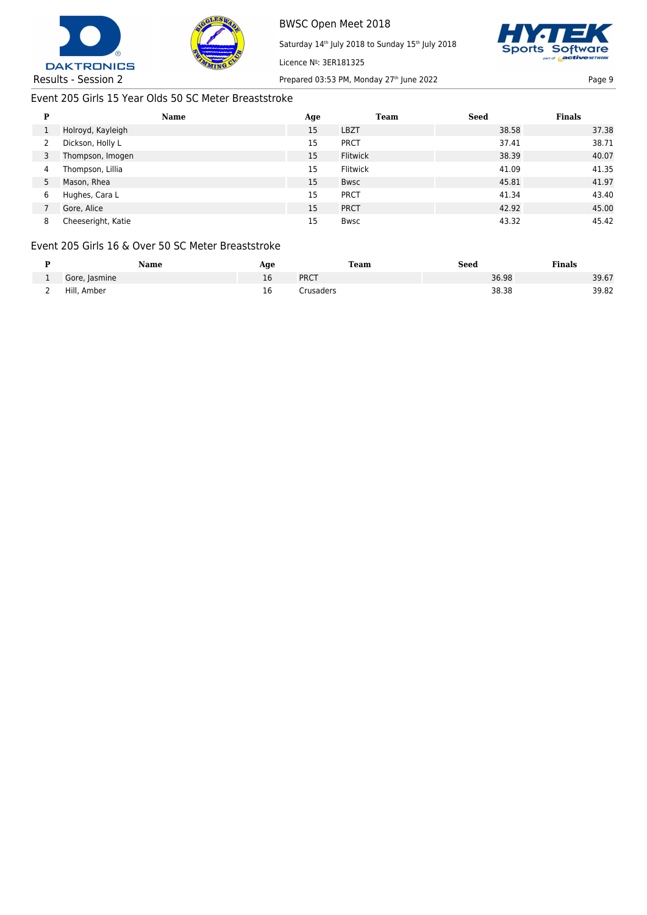## Event 205 Girls 15 Year Olds 50 SC Meter Breaststroke

| P | Name | Age | Team | Seed | Finals |
|---|---|---|---|---|---|
| 1 | Holroyd, Kayleigh | 15 | LBZT | 38.58 | 37.38 |
| 2 | Dickson, Holly L | 15 | PRCT | 37.41 | 38.71 |
| 3 | Thompson, Imogen | 15 | Flitwick | 38.39 | 40.07 |
| 4 | Thompson, Lillia | 15 | Flitwick | 41.09 | 41.35 |
| 5 | Mason, Rhea | 15 | Bwsc | 45.81 | 41.97 |
| 6 | Hughes, Cara L | 15 | PRCT | 41.34 | 43.40 |
| 7 | Gore, Alice | 15 | PRCT | 42.92 | 45.00 |
| 8 | Cheeseright, Katie | 15 | Bwsc | 43.32 | 45.42 |

## Event 205 Girls 16 & Over 50 SC Meter Breaststroke

| P | Name | Age | Team | Seed | Finals |
|---|---|---|---|---|---|
| 1 | Gore, Jasmine | 16 | PRCT | 36.98 | 39.67 |
| 2 | Hill, Amber | 16 | Crusaders | 38.38 | 39.82 |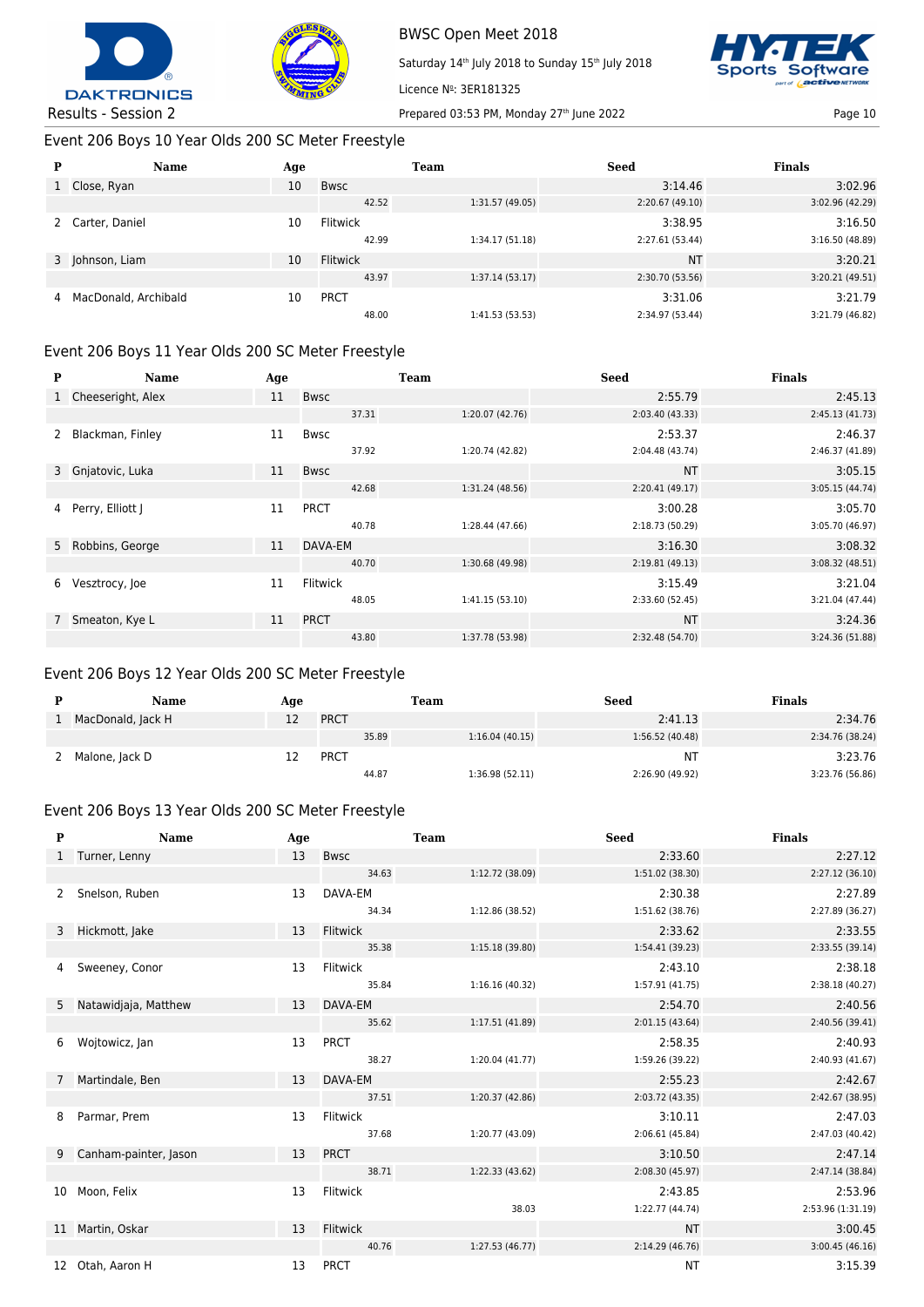BWSC Open Meet 2018

Saturday 14th July 2018 to Sunday 15th July 2018

Licence №: 3ER181325

Results - Session 2

Prepared 03:53 PM, Monday 27th June 2022

## Event 206 Boys 10 Year Olds 200 SC Meter Freestyle

| P | Name | Age | Team | | Seed | Finals |
|---|---|---|---|---|---|---|
| 1 | Close, Ryan | 10 | Bwsc | | 3:14.46 | 3:02.96 |
| | | | 42.52 | 1:31.57 (49.05) | 2:20.67 (49.10) | 3:02.96 (42.29) |
| 2 | Carter, Daniel | 10 | Flitwick | | 3:38.95 | 3:16.50 |
| | | | 42.99 | 1:34.17 (51.18) | 2:27.61 (53.44) | 3:16.50 (48.89) |
| 3 | Johnson, Liam | 10 | Flitwick | | NT | 3:20.21 |
| | | | 43.97 | 1:37.14 (53.17) | 2:30.70 (53.56) | 3:20.21 (49.51) |
| 4 | MacDonald, Archibald | 10 | PRCT | | 3:31.06 | 3:21.79 |
| | | | 48.00 | 1:41.53 (53.53) | 2:34.97 (53.44) | 3:21.79 (46.82) |

## Event 206 Boys 11 Year Olds 200 SC Meter Freestyle

| P | Name | Age | Team | | Seed | Finals |
|---|---|---|---|---|---|---|
| 1 | Cheeseright, Alex | 11 | Bwsc | | 2:55.79 | 2:45.13 |
| | | | 37.31 | 1:20.07 (42.76) | 2:03.40 (43.33) | 2:45.13 (41.73) |
| 2 | Blackman, Finley | 11 | Bwsc | | 2:53.37 | 2:46.37 |
| | | | 37.92 | 1:20.74 (42.82) | 2:04.48 (43.74) | 2:46.37 (41.89) |
| 3 | Gnjatovic, Luka | 11 | Bwsc | | NT | 3:05.15 |
| | | | 42.68 | 1:31.24 (48.56) | 2:20.41 (49.17) | 3:05.15 (44.74) |
| 4 | Perry, Elliott J | 11 | PRCT | | 3:00.28 | 3:05.70 |
| | | | 40.78 | 1:28.44 (47.66) | 2:18.73 (50.29) | 3:05.70 (46.97) |
| 5 | Robbins, George | 11 | DAVA-EM | | 3:16.30 | 3:08.32 |
| | | | 40.70 | 1:30.68 (49.98) | 2:19.81 (49.13) | 3:08.32 (48.51) |
| 6 | Vesztrocy, Joe | 11 | Flitwick | | 3:15.49 | 3:21.04 |
| | | | 48.05 | 1:41.15 (53.10) | 2:33.60 (52.45) | 3:21.04 (47.44) |
| 7 | Smeaton, Kye L | 11 | PRCT | | NT | 3:24.36 |
| | | | 43.80 | 1:37.78 (53.98) | 2:32.48 (54.70) | 3:24.36 (51.88) |

## Event 206 Boys 12 Year Olds 200 SC Meter Freestyle

| P | Name | Age | Team | | Seed | Finals |
|---|---|---|---|---|---|---|
| 1 | MacDonald, Jack H | 12 | PRCT | | 2:41.13 | 2:34.76 |
| | | | 35.89 | 1:16.04 (40.15) | 1:56.52 (40.48) | 2:34.76 (38.24) |
| 2 | Malone, Jack D | 12 | PRCT | | NT | 3:23.76 |
| | | | 44.87 | 1:36.98 (52.11) | 2:26.90 (49.92) | 3:23.76 (56.86) |

## Event 206 Boys 13 Year Olds 200 SC Meter Freestyle

| P | Name | Age | Team | | Seed | Finals |
|---|---|---|---|---|---|---|
| 1 | Turner, Lenny | 13 | Bwsc | | 2:33.60 | 2:27.12 |
| | | | 34.63 | 1:12.72 (38.09) | 1:51.02 (38.30) | 2:27.12 (36.10) |
| 2 | Snelson, Ruben | 13 | DAVA-EM | | 2:30.38 | 2:27.89 |
| | | | 34.34 | 1:12.86 (38.52) | 1:51.62 (38.76) | 2:27.89 (36.27) |
| 3 | Hickmott, Jake | 13 | Flitwick | | 2:33.62 | 2:33.55 |
| | | | 35.38 | 1:15.18 (39.80) | 1:54.41 (39.23) | 2:33.55 (39.14) |
| 4 | Sweeney, Conor | 13 | Flitwick | | 2:43.10 | 2:38.18 |
| | | | 35.84 | 1:16.16 (40.32) | 1:57.91 (41.75) | 2:38.18 (40.27) |
| 5 | Natawidjaja, Matthew | 13 | DAVA-EM | | 2:54.70 | 2:40.56 |
| | | | 35.62 | 1:17.51 (41.89) | 2:01.15 (43.64) | 2:40.56 (39.41) |
| 6 | Wojtowicz, Jan | 13 | PRCT | | 2:58.35 | 2:40.93 |
| | | | 38.27 | 1:20.04 (41.77) | 1:59.26 (39.22) | 2:40.93 (41.67) |
| 7 | Martindale, Ben | 13 | DAVA-EM | | 2:55.23 | 2:42.67 |
| | | | 37.51 | 1:20.37 (42.86) | 2:03.72 (43.35) | 2:42.67 (38.95) |
| 8 | Parmar, Prem | 13 | Flitwick | | 3:10.11 | 2:47.03 |
| | | | 37.68 | 1:20.77 (43.09) | 2:06.61 (45.84) | 2:47.03 (40.42) |
| 9 | Canham-painter, Jason | 13 | PRCT | | 3:10.50 | 2:47.14 |
| | | | 38.71 | 1:22.33 (43.62) | 2:08.30 (45.97) | 2:47.14 (38.84) |
| 10 | Moon, Felix | 13 | Flitwick | | 2:43.85 | 2:53.96 |
| | | | | 38.03 | 1:22.77 (44.74) | 2:53.96 (1:31.19) |
| 11 | Martin, Oskar | 13 | Flitwick | | NT | 3:00.45 |
| | | | 40.76 | 1:27.53 (46.77) | 2:14.29 (46.76) | 3:00.45 (46.16) |
| 12 | Otah, Aaron H | 13 | PRCT | | NT | 3:15.39 |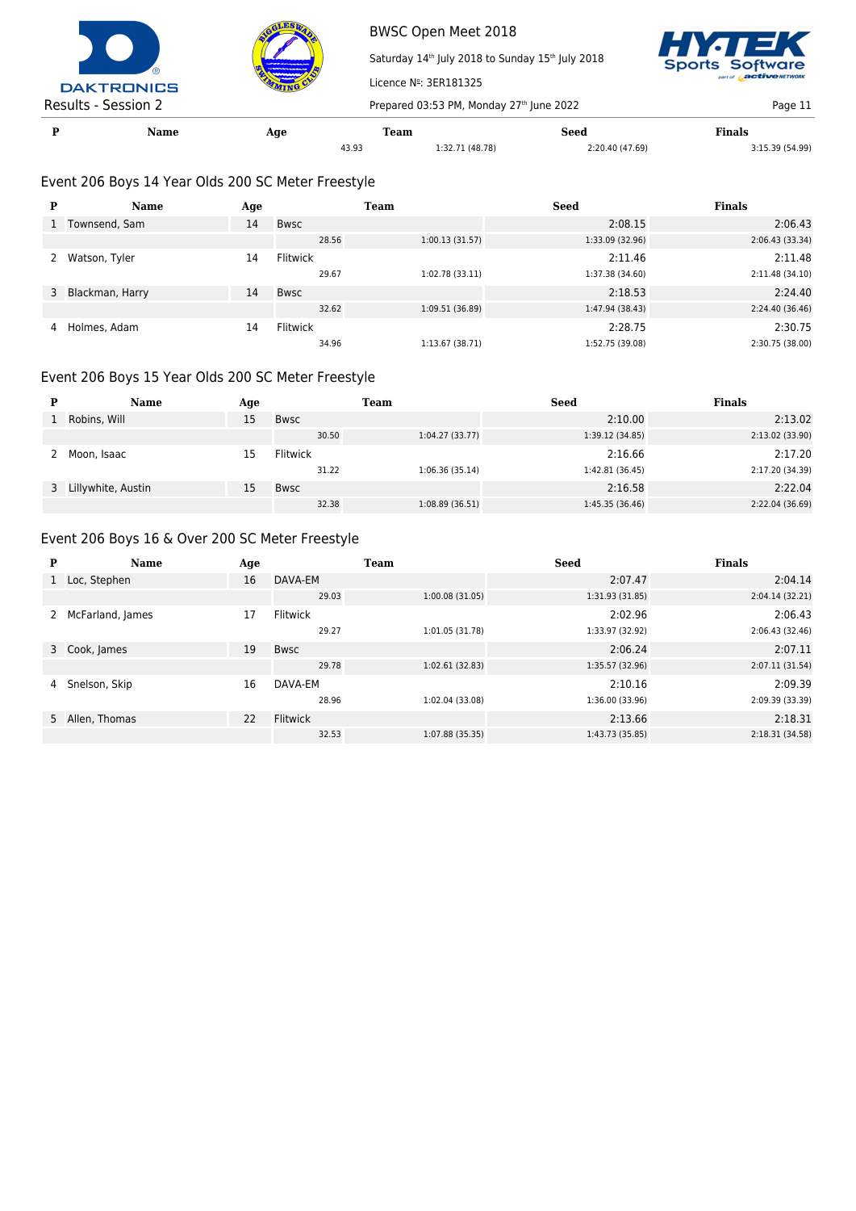| P | Name | Age | Team | | Seed | Finals |
|---|---|---|---|---|---|---|
| | | | 43.93 | 1:32.71 (48.78) | 2:20.40 (47.69) | 3:15.39 (54.99) |

## Event 206 Boys 14 Year Olds 200 SC Meter Freestyle

| P | Name | Age | Team | | Seed | Finals |
|---|---|---|---|---|---|---|
| 1 | Townsend, Sam | 14 | Bwsc | | 2:08.15 | 2:06.43 |
| | | | 28.56 | 1:00.13 (31.57) | 1:33.09 (32.96) | 2:06.43 (33.34) |
| 2 | Watson, Tyler | 14 | Flitwick | | 2:11.46 | 2:11.48 |
| | | | 29.67 | 1:02.78 (33.11) | 1:37.38 (34.60) | 2:11.48 (34.10) |
| 3 | Blackman, Harry | 14 | Bwsc | | 2:18.53 | 2:24.40 |
| | | | 32.62 | 1:09.51 (36.89) | 1:47.94 (38.43) | 2:24.40 (36.46) |
| 4 | Holmes, Adam | 14 | Flitwick | | 2:28.75 | 2:30.75 |
| | | | 34.96 | 1:13.67 (38.71) | 1:52.75 (39.08) | 2:30.75 (38.00) |

## Event 206 Boys 15 Year Olds 200 SC Meter Freestyle

| P | Name | Age | Team | | Seed | Finals |
|---|---|---|---|---|---|---|
| 1 | Robins, Will | 15 | Bwsc | | 2:10.00 | 2:13.02 |
| | | | 30.50 | 1:04.27 (33.77) | 1:39.12 (34.85) | 2:13.02 (33.90) |
| 2 | Moon, Isaac | 15 | Flitwick | | 2:16.66 | 2:17.20 |
| | | | 31.22 | 1:06.36 (35.14) | 1:42.81 (36.45) | 2:17.20 (34.39) |
| 3 | Lillywhite, Austin | 15 | Bwsc | | 2:16.58 | 2:22.04 |
| | | | 32.38 | 1:08.89 (36.51) | 1:45.35 (36.46) | 2:22.04 (36.69) |

## Event 206 Boys 16 & Over 200 SC Meter Freestyle

| P | Name | Age | Team | | Seed | Finals |
|---|---|---|---|---|---|---|
| 1 | Loc, Stephen | 16 | DAVA-EM | | 2:07.47 | 2:04.14 |
| | | | 29.03 | 1:00.08 (31.05) | 1:31.93 (31.85) | 2:04.14 (32.21) |
| 2 | McFarland, James | 17 | Flitwick | | 2:02.96 | 2:06.43 |
| | | | 29.27 | 1:01.05 (31.78) | 1:33.97 (32.92) | 2:06.43 (32.46) |
| 3 | Cook, James | 19 | Bwsc | | 2:06.24 | 2:07.11 |
| | | | 29.78 | 1:02.61 (32.83) | 1:35.57 (32.96) | 2:07.11 (31.54) |
| 4 | Snelson, Skip | 16 | DAVA-EM | | 2:10.16 | 2:09.39 |
| | | | 28.96 | 1:02.04 (33.08) | 1:36.00 (33.96) | 2:09.39 (33.39) |
| 5 | Allen, Thomas | 22 | Flitwick | | 2:13.66 | 2:18.31 |
| | | | 32.53 | 1:07.88 (35.35) | 1:43.73 (35.85) | 2:18.31 (34.58) |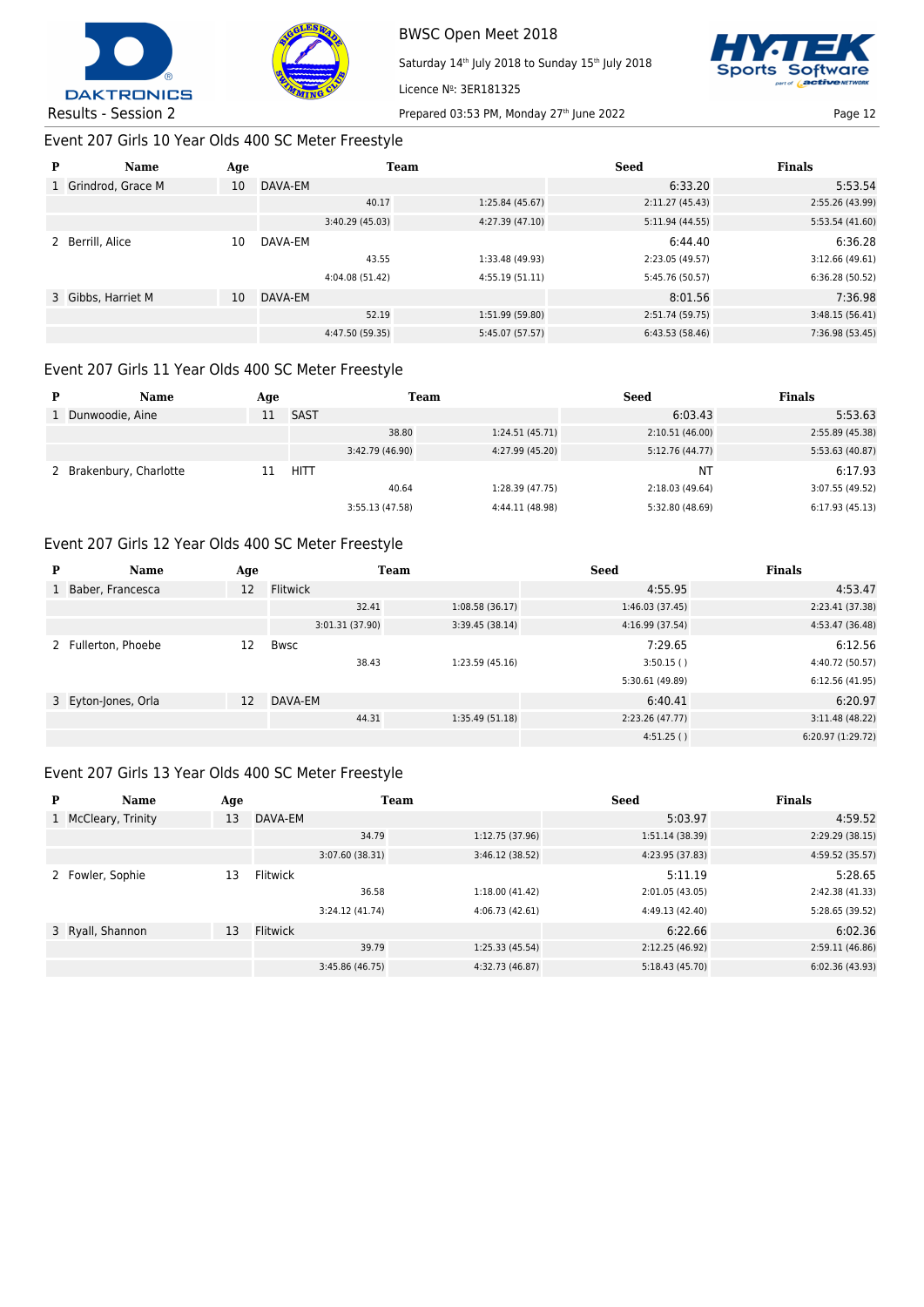BWSC Open Meet 2018

Saturday 14th July 2018 to Sunday 15th July 2018

Licence №: 3ER181325

Results - Session 2

Prepared 03:53 PM, Monday 27th June 2022

## Event 207 Girls 10 Year Olds 400 SC Meter Freestyle

| P | Name | Age | Team | | Seed | Finals |
|---|---|---|---|---|---|---|
| 1 | Grindrod, Grace M | 10 | DAVA-EM | | 6:33.20 | 5:53.54 |
| | | | 40.17 | 1:25.84 (45.67) | 2:11.27 (45.43) | 2:55.26 (43.99) |
| | | | 3:40.29 (45.03) | 4:27.39 (47.10) | 5:11.94 (44.55) | 5:53.54 (41.60) |
| 2 | Berrill, Alice | 10 | DAVA-EM | | 6:44.40 | 6:36.28 |
| | | | 43.55 | 1:33.48 (49.93) | 2:23.05 (49.57) | 3:12.66 (49.61) |
| | | | 4:04.08 (51.42) | 4:55.19 (51.11) | 5:45.76 (50.57) | 6:36.28 (50.52) |
| 3 | Gibbs, Harriet M | 10 | DAVA-EM | | 8:01.56 | 7:36.98 |
| | | | 52.19 | 1:51.99 (59.80) | 2:51.74 (59.75) | 3:48.15 (56.41) |
| | | | 4:47.50 (59.35) | 5:45.07 (57.57) | 6:43.53 (58.46) | 7:36.98 (53.45) |

## Event 207 Girls 11 Year Olds 400 SC Meter Freestyle

| P | Name | Age | Team | | Seed | Finals |
|---|---|---|---|---|---|---|
| 1 | Dunwoodie, Aine | 11 | SAST | | 6:03.43 | 5:53.63 |
| | | | 38.80 | 1:24.51 (45.71) | 2:10.51 (46.00) | 2:55.89 (45.38) |
| | | | 3:42.79 (46.90) | 4:27.99 (45.20) | 5:12.76 (44.77) | 5:53.63 (40.87) |
| 2 | Brakenbury, Charlotte | 11 | HITT | | NT | 6:17.93 |
| | | | 40.64 | 1:28.39 (47.75) | 2:18.03 (49.64) | 3:07.55 (49.52) |
| | | | 3:55.13 (47.58) | 4:44.11 (48.98) | 5:32.80 (48.69) | 6:17.93 (45.13) |

## Event 207 Girls 12 Year Olds 400 SC Meter Freestyle

| P | Name | Age | Team | | Seed | Finals |
|---|---|---|---|---|---|---|
| 1 | Baber, Francesca | 12 | Flitwick | | 4:55.95 | 4:53.47 |
| | | | 32.41 | 1:08.58 (36.17) | 1:46.03 (37.45) | 2:23.41 (37.38) |
| | | | 3:01.31 (37.90) | 3:39.45 (38.14) | 4:16.99 (37.54) | 4:53.47 (36.48) |
| 2 | Fullerton, Phoebe | 12 | Bwsc | | 7:29.65 | 6:12.56 |
| | | | 38.43 | 1:23.59 (45.16) | 3:50.15 ( ) | 4:40.72 (50.57) |
| | | | | | 5:30.61 (49.89) | 6:12.56 (41.95) |
| 3 | Eyton-Jones, Orla | 12 | DAVA-EM | | 6:40.41 | 6:20.97 |
| | | | 44.31 | 1:35.49 (51.18) | 2:23.26 (47.77) | 3:11.48 (48.22) |
| | | | | | 4:51.25 ( ) | 6:20.97 (1:29.72) |

## Event 207 Girls 13 Year Olds 400 SC Meter Freestyle

| P | Name | Age | Team | | Seed | Finals |
|---|---|---|---|---|---|---|
| 1 | McCleary, Trinity | 13 | DAVA-EM | | 5:03.97 | 4:59.52 |
| | | | 34.79 | 1:12.75 (37.96) | 1:51.14 (38.39) | 2:29.29 (38.15) |
| | | | 3:07.60 (38.31) | 3:46.12 (38.52) | 4:23.95 (37.83) | 4:59.52 (35.57) |
| 2 | Fowler, Sophie | 13 | Flitwick | | 5:11.19 | 5:28.65 |
| | | | 36.58 | 1:18.00 (41.42) | 2:01.05 (43.05) | 2:42.38 (41.33) |
| | | | 3:24.12 (41.74) | 4:06.73 (42.61) | 4:49.13 (42.40) | 5:28.65 (39.52) |
| 3 | Ryall, Shannon | 13 | Flitwick | | 6:22.66 | 6:02.36 |
| | | | 39.79 | 1:25.33 (45.54) | 2:12.25 (46.92) | 2:59.11 (46.86) |
| | | | 3:45.86 (46.75) | 4:32.73 (46.87) | 5:18.43 (45.70) | 6:02.36 (43.93) |